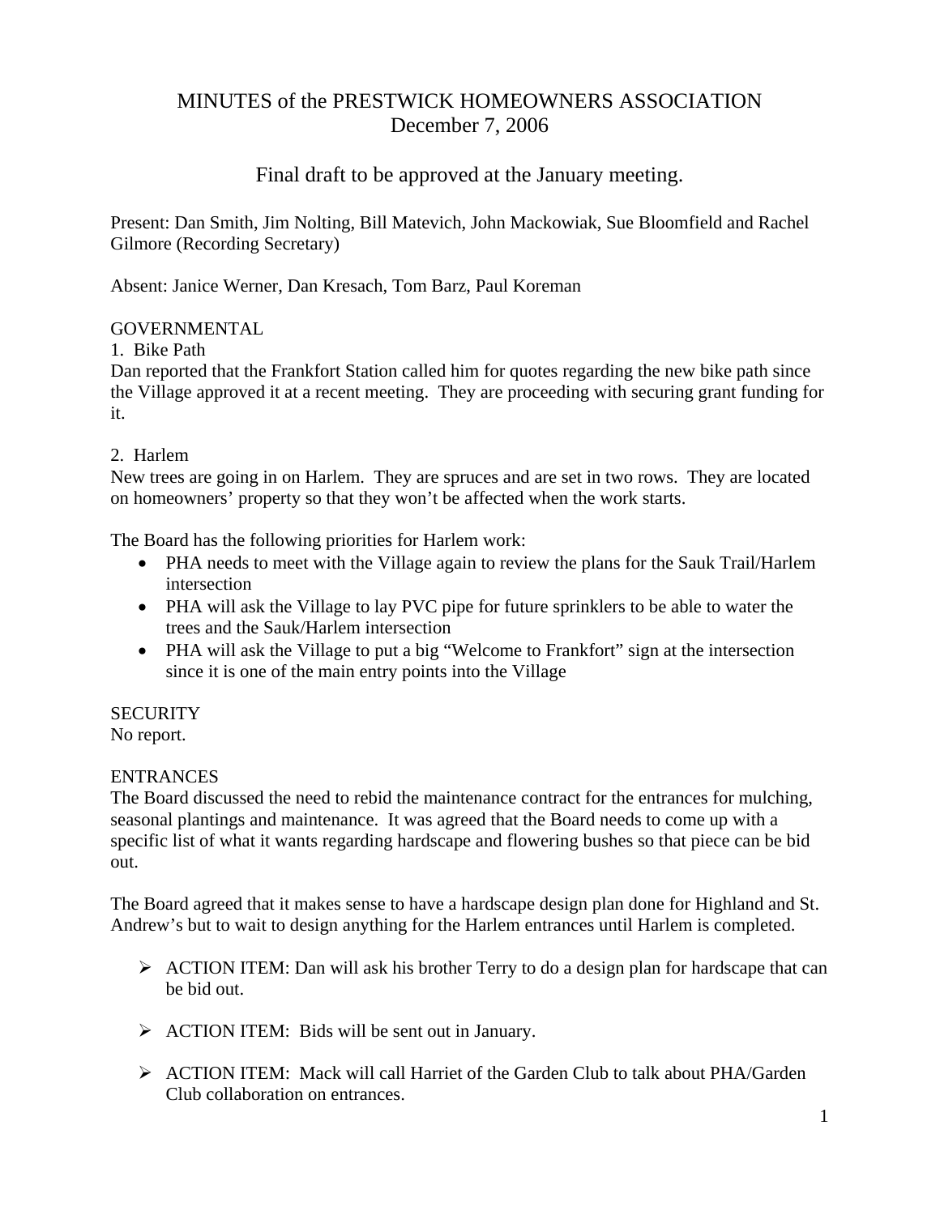# MINUTES of the PRESTWICK HOMEOWNERS ASSOCIATION
## December 7, 2006

## Final draft to be approved at the January meeting.

Present: Dan Smith, Jim Nolting, Bill Matevich, John Mackowiak, Sue Bloomfield and Rachel Gilmore (Recording Secretary)

Absent: Janice Werner, Dan Kresach, Tom Barz, Paul Koreman

### GOVERNMENTAL

1. Bike Path

Dan reported that the Frankfort Station called him for quotes regarding the new bike path since the Village approved it at a recent meeting. They are proceeding with securing grant funding for it.

2. Harlem

New trees are going in on Harlem. They are spruces and are set in two rows. They are located on homeowners' property so that they won't be affected when the work starts.

The Board has the following priorities for Harlem work:

- PHA needs to meet with the Village again to review the plans for the Sauk Trail/Harlem intersection
- PHA will ask the Village to lay PVC pipe for future sprinklers to be able to water the trees and the Sauk/Harlem intersection
- PHA will ask the Village to put a big "Welcome to Frankfort" sign at the intersection since it is one of the main entry points into the Village

### SECURITY

No report.

### ENTRANCES

The Board discussed the need to rebid the maintenance contract for the entrances for mulching, seasonal plantings and maintenance. It was agreed that the Board needs to come up with a specific list of what it wants regarding hardscape and flowering bushes so that piece can be bid out.

The Board agreed that it makes sense to have a hardscape design plan done for Highland and St. Andrew's but to wait to design anything for the Harlem entrances until Harlem is completed.

- ACTION ITEM: Dan will ask his brother Terry to do a design plan for hardscape that can be bid out.
- ACTION ITEM: Bids will be sent out in January.
- ACTION ITEM: Mack will call Harriet of the Garden Club to talk about PHA/Garden Club collaboration on entrances.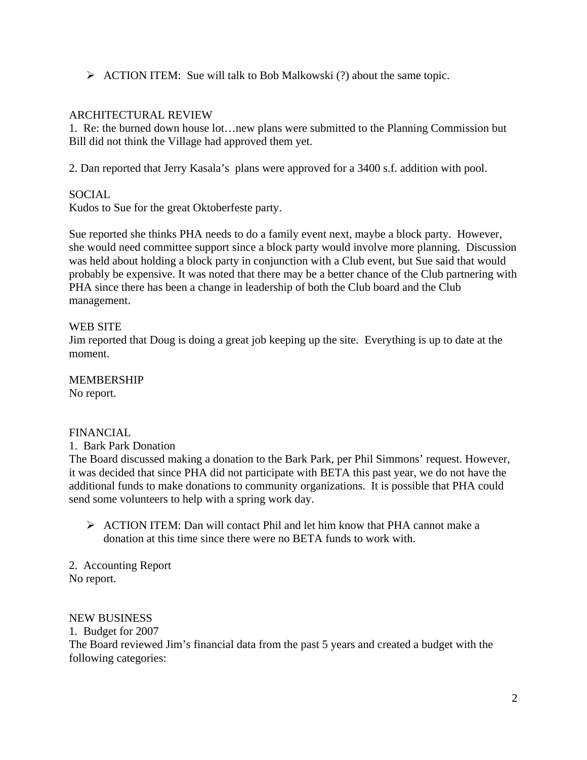- ACTION ITEM: Sue will talk to Bob Malkowski (?) about the same topic.

ARCHITECTURAL REVIEW

1. Re: the burned down house lot…new plans were submitted to the Planning Commission but Bill did not think the Village had approved them yet.

2. Dan reported that Jerry Kasala's plans were approved for a 3400 s.f. addition with pool.

SOCIAL

Kudos to Sue for the great Oktoberfeste party.

Sue reported she thinks PHA needs to do a family event next, maybe a block party. However, she would need committee support since a block party would involve more planning. Discussion was held about holding a block party in conjunction with a Club event, but Sue said that would probably be expensive. It was noted that there may be a better chance of the Club partnering with PHA since there has been a change in leadership of both the Club board and the Club management.

WEB SITE

Jim reported that Doug is doing a great job keeping up the site. Everything is up to date at the moment.

MEMBERSHIP

No report.

FINANCIAL

1. Bark Park Donation

The Board discussed making a donation to the Bark Park, per Phil Simmons' request. However, it was decided that since PHA did not participate with BETA this past year, we do not have the additional funds to make donations to community organizations. It is possible that PHA could send some volunteers to help with a spring work day.

- ACTION ITEM: Dan will contact Phil and let him know that PHA cannot make a donation at this time since there were no BETA funds to work with.

2. Accounting Report

No report.

NEW BUSINESS

1. Budget for 2007

The Board reviewed Jim's financial data from the past 5 years and created a budget with the following categories: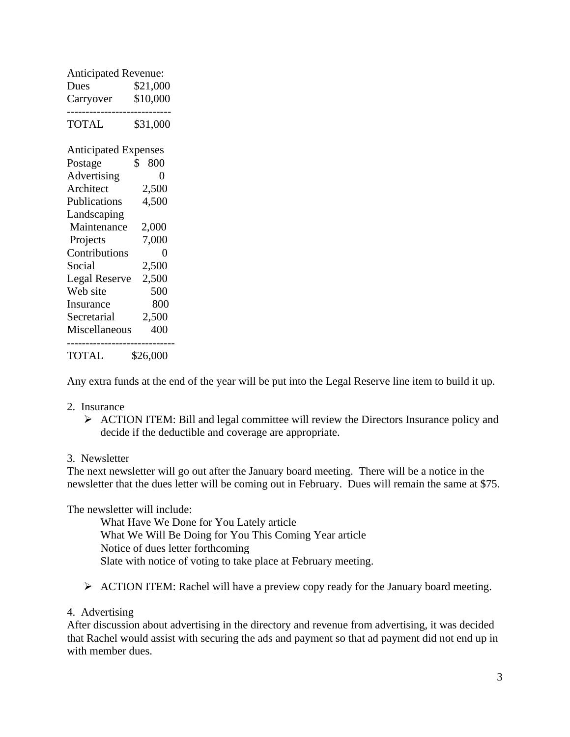Anticipated Revenue:

| | |
|---|---|
| Dues | $21,000 |
| Carryover | $10,000 |
| TOTAL | $31,000 |

Anticipated Expenses

| | |
|---|---|
| Postage | $ 800 |
| Advertising | 0 |
| Architect | 2,500 |
| Publications | 4,500 |
| Landscaping | |
| Maintenance | 2,000 |
| Projects | 7,000 |
| Contributions | 0 |
| Social | 2,500 |
| Legal Reserve | 2,500 |
| Web site | 500 |
| Insurance | 800 |
| Secretarial | 2,500 |
| Miscellaneous | 400 |
| TOTAL | $26,000 |

Any extra funds at the end of the year will be put into the Legal Reserve line item to build it up.

2. Insurance

- ACTION ITEM: Bill and legal committee will review the Directors Insurance policy and decide if the deductible and coverage are appropriate.

3. Newsletter

The next newsletter will go out after the January board meeting. There will be a notice in the newsletter that the dues letter will be coming out in February. Dues will remain the same at $75.

The newsletter will include:

What Have We Done for You Lately article
What We Will Be Doing for You This Coming Year article
Notice of dues letter forthcoming
Slate with notice of voting to take place at February meeting.

- ACTION ITEM: Rachel will have a preview copy ready for the January board meeting.

4. Advertising

After discussion about advertising in the directory and revenue from advertising, it was decided that Rachel would assist with securing the ads and payment so that ad payment did not end up in with member dues.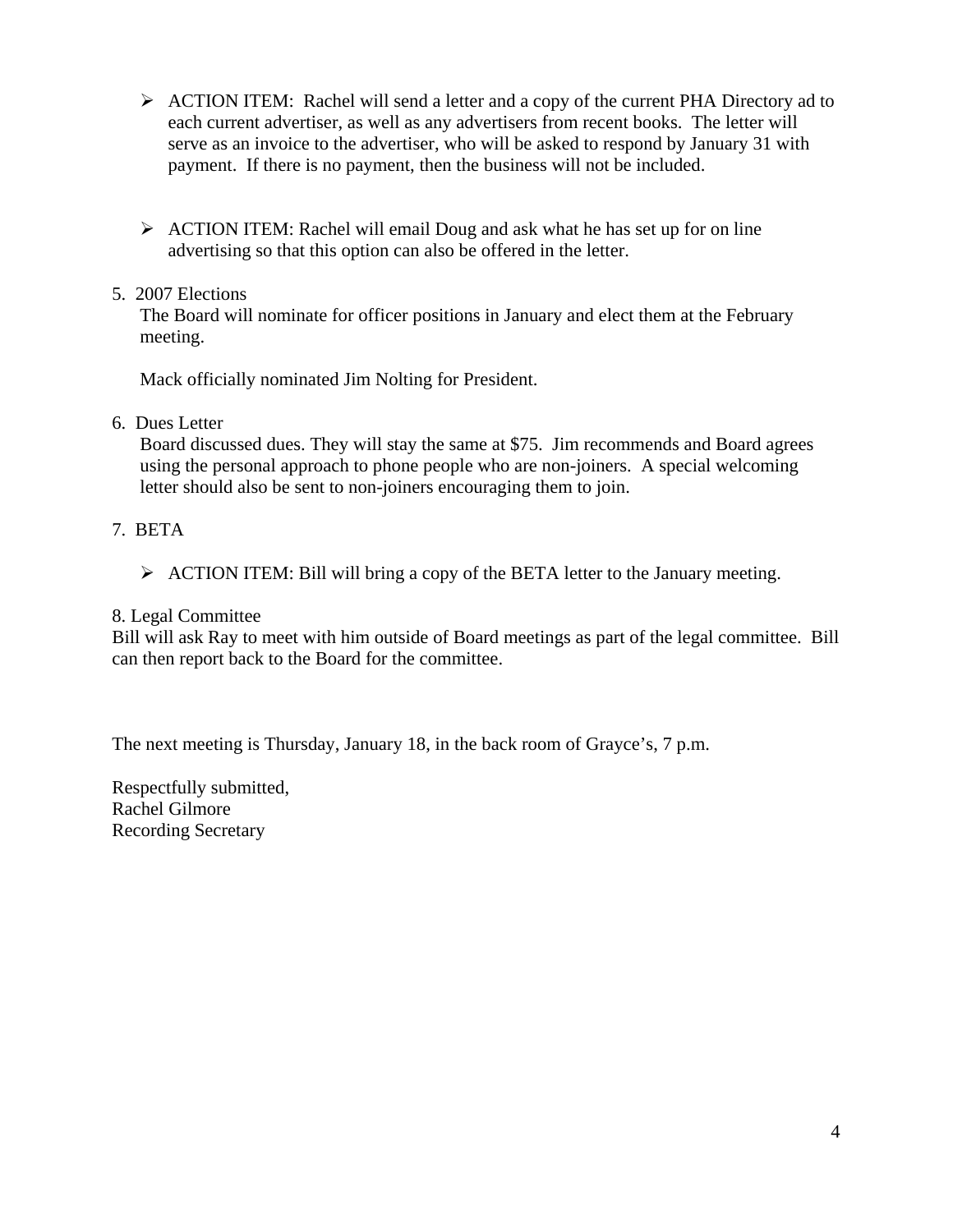- ACTION ITEM: Rachel will send a letter and a copy of the current PHA Directory ad to each current advertiser, as well as any advertisers from recent books. The letter will serve as an invoice to the advertiser, who will be asked to respond by January 31 with payment. If there is no payment, then the business will not be included.

- ACTION ITEM: Rachel will email Doug and ask what he has set up for on line advertising so that this option can also be offered in the letter.

5. 2007 Elections

   The Board will nominate for officer positions in January and elect them at the February meeting.

   Mack officially nominated Jim Nolting for President.

6. Dues Letter

   Board discussed dues. They will stay the same at $75. Jim recommends and Board agrees using the personal approach to phone people who are non-joiners. A special welcoming letter should also be sent to non-joiners encouraging them to join.

7. BETA

   - ACTION ITEM: Bill will bring a copy of the BETA letter to the January meeting.

8. Legal Committee

Bill will ask Ray to meet with him outside of Board meetings as part of the legal committee. Bill can then report back to the Board for the committee.

The next meeting is Thursday, January 18, in the back room of Grayce's, 7 p.m.

Respectfully submitted,
Rachel Gilmore
Recording Secretary